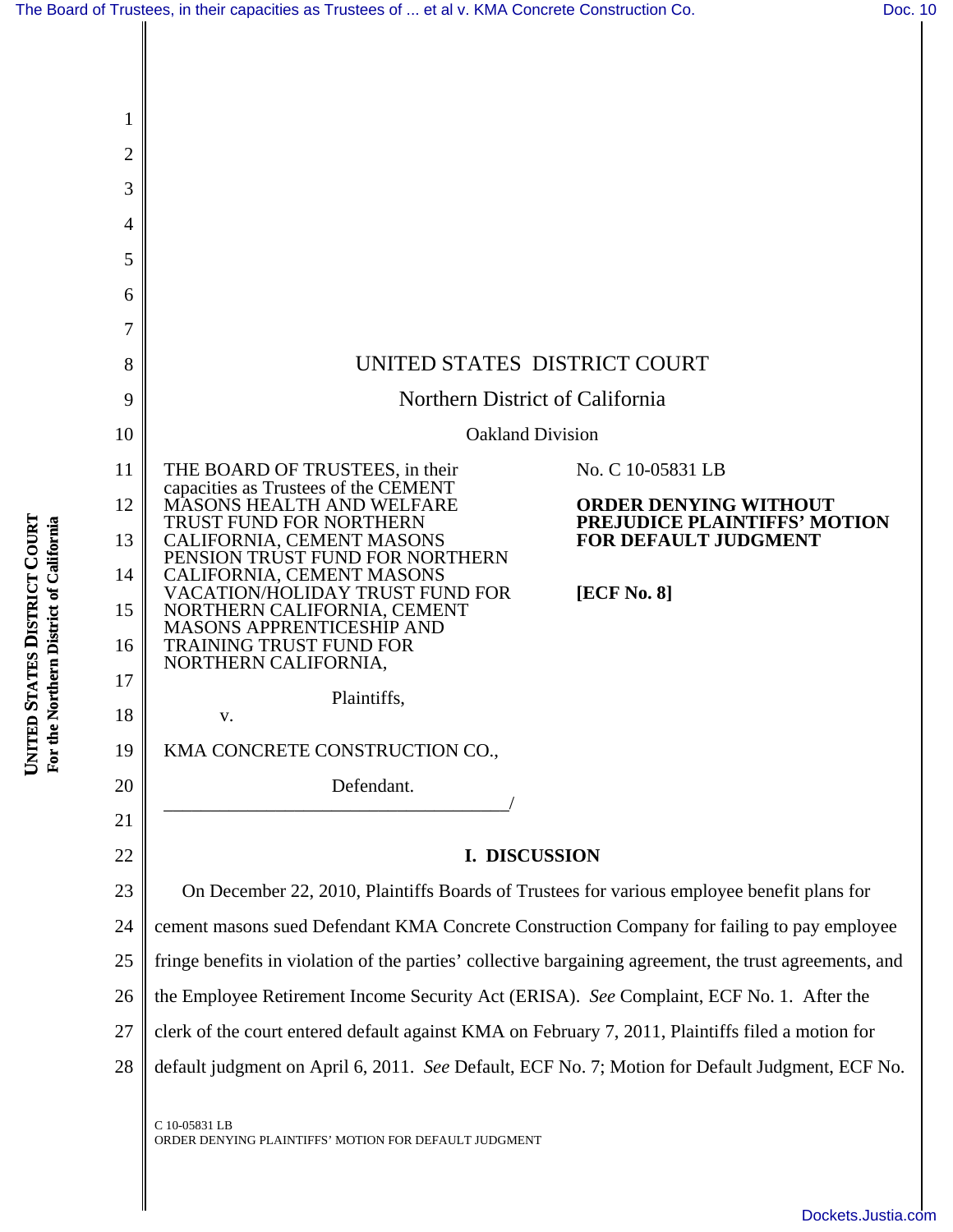UNITED STATES DISTRICT COURT

Northern District of California

Oakland Division

THE BOARD OF TRUSTEES, in their capacities as Trustees of the CEMENT MASONS HEALTH AND WELFARE TRUST FUND FOR NORTHERN CALIFORNIA, CEMENT MASONS PENSION TRUST FUND FOR NORTHERN CALIFORNIA, CEMENT MASONS VACATION/HOLIDAY TRUST FUND FOR NORTHERN CALIFORNIA, CEMENT MASONS APPRENTICESHIP AND TRAINING TRUST FUND FOR NORTHERN CALIFORNIA,

Plaintiffs,

v.

KMA CONCRETE CONSTRUCTION CO.,

Defendant.

No. C 10-05831 LB

**ORDER DENYING WITHOUT PREJUDICE PLAINTIFFS' MOTION FOR DEFAULT JUDGMENT**

**[ECF No. 8]**

## I. DISCUSSION

On December 22, 2010, Plaintiffs Boards of Trustees for various employee benefit plans for cement masons sued Defendant KMA Concrete Construction Company for failing to pay employee fringe benefits in violation of the parties' collective bargaining agreement, the trust agreements, and the Employee Retirement Income Security Act (ERISA). *See* Complaint, ECF No. 1. After the clerk of the court entered default against KMA on February 7, 2011, Plaintiffs filed a motion for default judgment on April 6, 2011. *See* Default, ECF No. 7; Motion for Default Judgment, ECF No.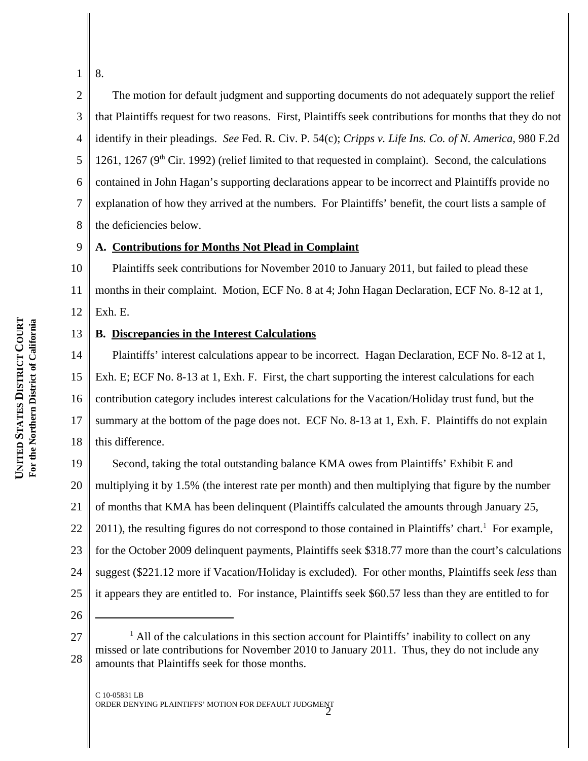8.

The motion for default judgment and supporting documents do not adequately support the relief that Plaintiffs request for two reasons. First, Plaintiffs seek contributions for months that they do not identify in their pleadings. *See* Fed. R. Civ. P. 54(c); *Cripps v. Life Ins. Co. of N. America*, 980 F.2d 1261, 1267 (9th Cir. 1992) (relief limited to that requested in complaint). Second, the calculations contained in John Hagan's supporting declarations appear to be incorrect and Plaintiffs provide no explanation of how they arrived at the numbers. For Plaintiffs' benefit, the court lists a sample of the deficiencies below.

**A. Contributions for Months Not Plead in Complaint**

Plaintiffs seek contributions for November 2010 to January 2011, but failed to plead these months in their complaint. Motion, ECF No. 8 at 4; John Hagan Declaration, ECF No. 8-12 at 1, Exh. E.

**B. Discrepancies in the Interest Calculations**

Plaintiffs' interest calculations appear to be incorrect. Hagan Declaration, ECF No. 8-12 at 1, Exh. E; ECF No. 8-13 at 1, Exh. F. First, the chart supporting the interest calculations for each contribution category includes interest calculations for the Vacation/Holiday trust fund, but the summary at the bottom of the page does not. ECF No. 8-13 at 1, Exh. F. Plaintiffs do not explain this difference.

Second, taking the total outstanding balance KMA owes from Plaintiffs' Exhibit E and multiplying it by 1.5% (the interest rate per month) and then multiplying that figure by the number of months that KMA has been delinquent (Plaintiffs calculated the amounts through January 25, 2011), the resulting figures do not correspond to those contained in Plaintiffs' chart.[1] For example, for the October 2009 delinquent payments, Plaintiffs seek $318.77 more than the court's calculations suggest ($221.12 more if Vacation/Holiday is excluded). For other months, Plaintiffs seek *less* than it appears they are entitled to. For instance, Plaintiffs seek $60.57 less than they are entitled to for

---

[1] All of the calculations in this section account for Plaintiffs' inability to collect on any missed or late contributions for November 2010 to January 2011. Thus, they do not include any amounts that Plaintiffs seek for those months.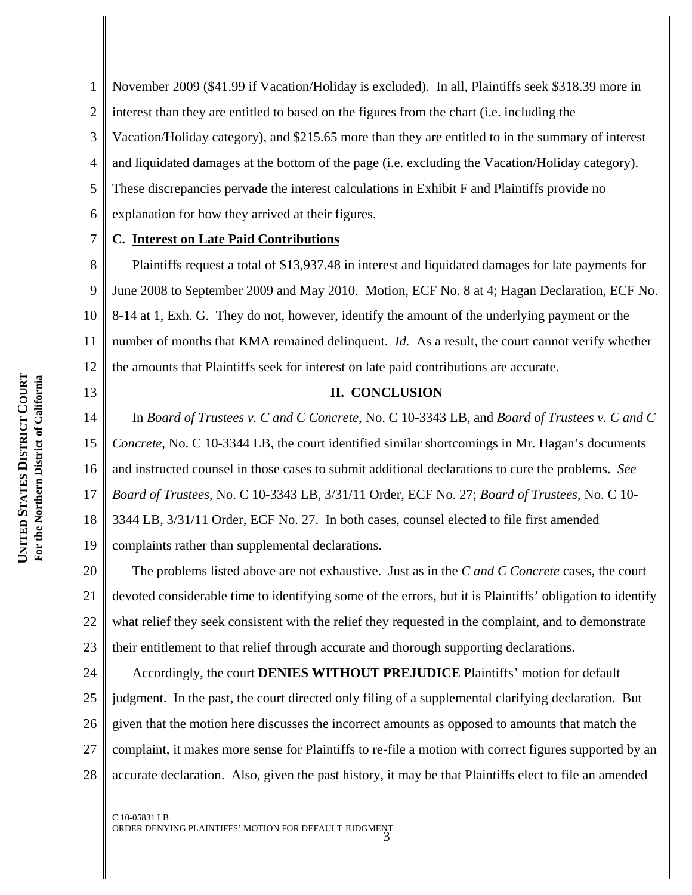November 2009 ($41.99 if Vacation/Holiday is excluded). In all, Plaintiffs seek $318.39 more in interest than they are entitled to based on the figures from the chart (i.e. including the Vacation/Holiday category), and $215.65 more than they are entitled to in the summary of interest and liquidated damages at the bottom of the page (i.e. excluding the Vacation/Holiday category). These discrepancies pervade the interest calculations in Exhibit F and Plaintiffs provide no explanation for how they arrived at their figures.

**C. Interest on Late Paid Contributions**

Plaintiffs request a total of $13,937.48 in interest and liquidated damages for late payments for June 2008 to September 2009 and May 2010. Motion, ECF No. 8 at 4; Hagan Declaration, ECF No. 8-14 at 1, Exh. G. They do not, however, identify the amount of the underlying payment or the number of months that KMA remained delinquent. *Id.* As a result, the court cannot verify whether the amounts that Plaintiffs seek for interest on late paid contributions are accurate.

## II. CONCLUSION

In *Board of Trustees v. C and C Concrete*, No. C 10-3343 LB, and *Board of Trustees v. C and C Concrete*, No. C 10-3344 LB, the court identified similar shortcomings in Mr. Hagan's documents and instructed counsel in those cases to submit additional declarations to cure the problems. *See Board of Trustees*, No. C 10-3343 LB, 3/31/11 Order, ECF No. 27; *Board of Trustees*, No. C 10-3344 LB, 3/31/11 Order, ECF No. 27. In both cases, counsel elected to file first amended complaints rather than supplemental declarations.

The problems listed above are not exhaustive. Just as in the *C and C Concrete* cases, the court devoted considerable time to identifying some of the errors, but it is Plaintiffs' obligation to identify what relief they seek consistent with the relief they requested in the complaint, and to demonstrate their entitlement to that relief through accurate and thorough supporting declarations.

Accordingly, the court **DENIES WITHOUT PREJUDICE** Plaintiffs' motion for default judgment. In the past, the court directed only filing of a supplemental clarifying declaration. But given that the motion here discusses the incorrect amounts as opposed to amounts that match the complaint, it makes more sense for Plaintiffs to re-file a motion with correct figures supported by an accurate declaration. Also, given the past history, it may be that Plaintiffs elect to file an amended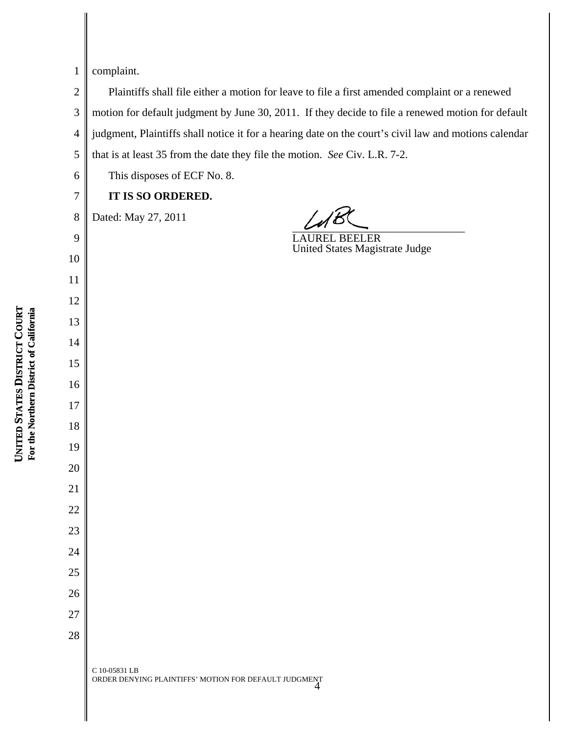complaint.

Plaintiffs shall file either a motion for leave to file a first amended complaint or a renewed motion for default judgment by June 30, 2011. If they decide to file a renewed motion for default judgment, Plaintiffs shall notice it for a hearing date on the court's civil law and motions calendar that is at least 35 from the date they file the motion. *See* Civ. L.R. 7-2.

This disposes of ECF No. 8.

**IT IS SO ORDERED.**

Dated: May 27, 2011

LAUREL BEELER
United States Magistrate Judge

C 10-05831 LB
ORDER DENYING PLAINTIFFS' MOTION FOR DEFAULT JUDGMENT